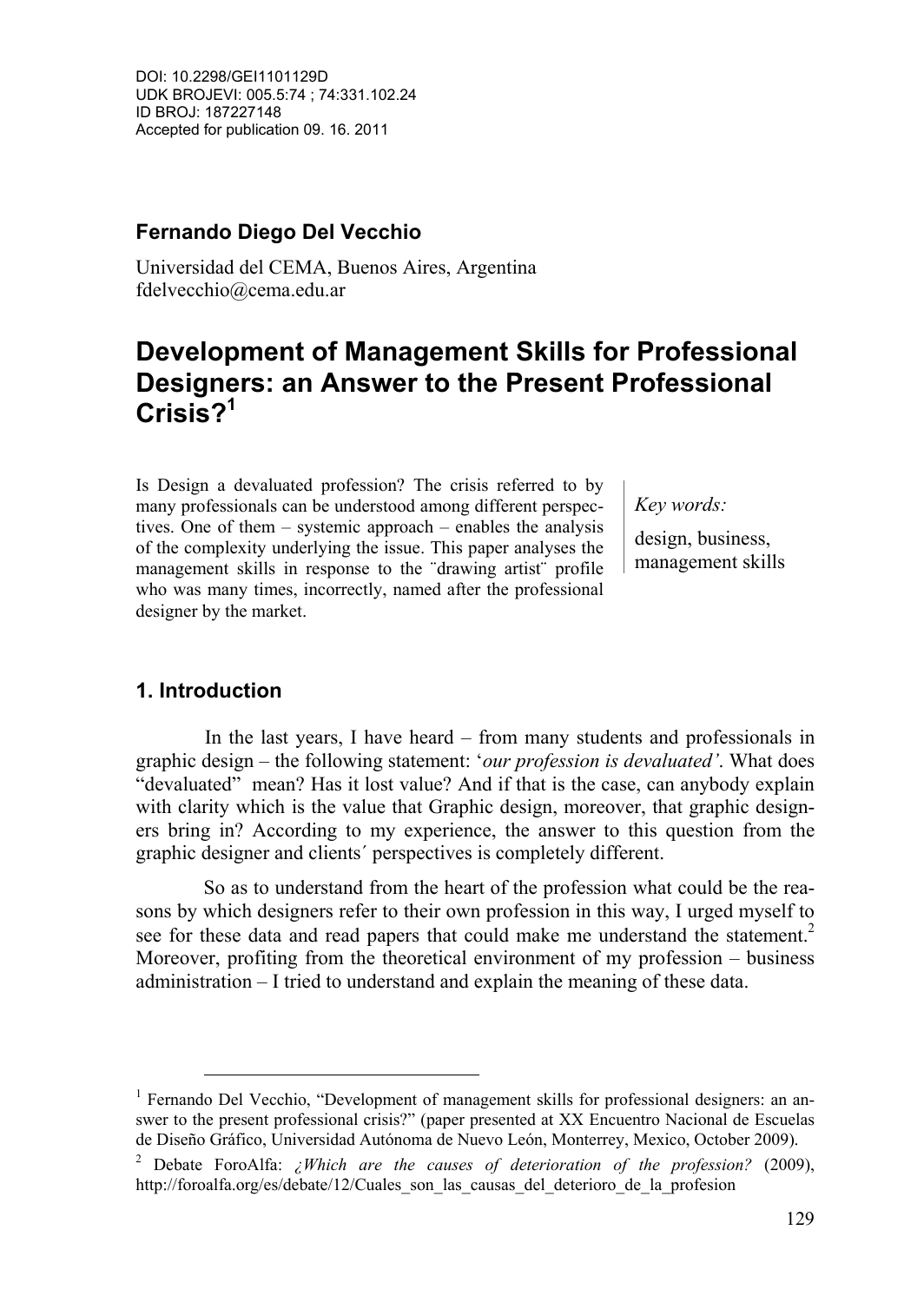DOI: 10.2298/GEI1101129D
UDK BROJEVI: 005.5:74 ; 74:331.102.24
ID BROJ: 187227148
Accepted for publication 09. 16. 2011

**Fernando Diego Del Vecchio**

Universidad del CEMA, Buenos Aires, Argentina
fdelvecchio@cema.edu.ar

# Development of Management Skills for Professional Designers: an Answer to the Present Professional Crisis?[1]

Is Design a devaluated profession? The crisis referred to by many professionals can be understood among different perspectives. One of them – systemic approach – enables the analysis of the complexity underlying the issue. This paper analyses the management skills in response to the ¨drawing artist¨ profile who was many times, incorrectly, named after the professional designer by the market.

*Key words:*

design, business, management skills

## 1. Introduction

In the last years, I have heard – from many students and professionals in graphic design – the following statement: '*our profession is devaluated'*. What does "devaluated" mean? Has it lost value? And if that is the case, can anybody explain with clarity which is the value that Graphic design, moreover, that graphic designers bring in? According to my experience, the answer to this question from the graphic designer and clients´ perspectives is completely different.

So as to understand from the heart of the profession what could be the reasons by which designers refer to their own profession in this way, I urged myself to see for these data and read papers that could make me understand the statement.[2] Moreover, profiting from the theoretical environment of my profession – business administration – I tried to understand and explain the meaning of these data.

---

[1] Fernando Del Vecchio, "Development of management skills for professional designers: an answer to the present professional crisis?" (paper presented at XX Encuentro Nacional de Escuelas de Diseño Gráfico, Universidad Autónoma de Nuevo León, Monterrey, Mexico, October 2009).

[2] Debate ForoAlfa: *¿Which are the causes of deterioration of the profession?* (2009), http://foroalfa.org/es/debate/12/Cuales_son_las_causas_del_deterioro_de_la_profesion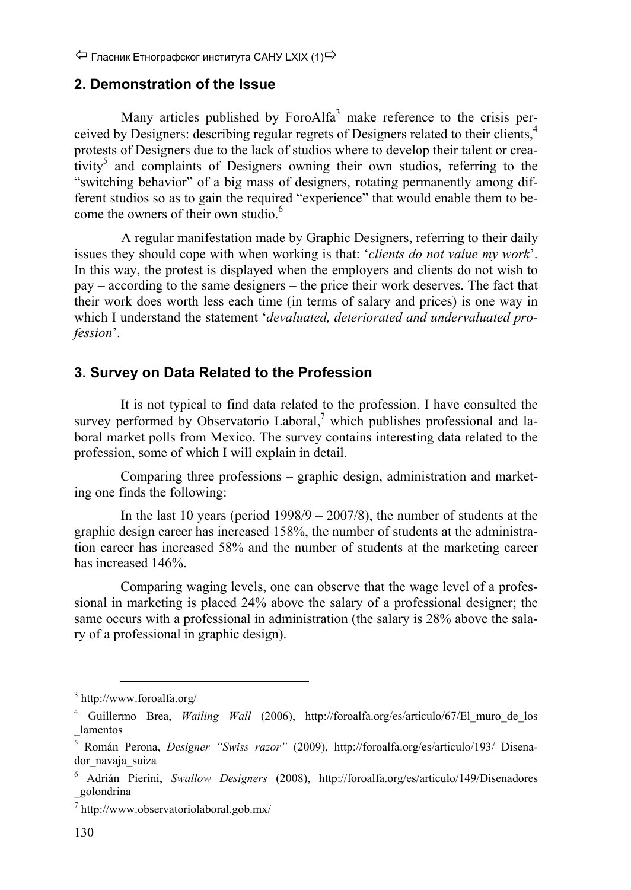## 2. Demonstration of the Issue

Many articles published by ForoAlfa[3] make reference to the crisis perceived by Designers: describing regular regrets of Designers related to their clients,[4] protests of Designers due to the lack of studios where to develop their talent or creativity[5] and complaints of Designers owning their own studios, referring to the "switching behavior" of a big mass of designers, rotating permanently among different studios so as to gain the required "experience" that would enable them to become the owners of their own studio.[6]

A regular manifestation made by Graphic Designers, referring to their daily issues they should cope with when working is that: '*clients do not value my work*'. In this way, the protest is displayed when the employers and clients do not wish to pay – according to the same designers – the price their work deserves. The fact that their work does worth less each time (in terms of salary and prices) is one way in which I understand the statement '*devaluated, deteriorated and undervaluated profession*'.

## 3. Survey on Data Related to the Profession

It is not typical to find data related to the profession. I have consulted the survey performed by Observatorio Laboral,[7] which publishes professional and laboral market polls from Mexico. The survey contains interesting data related to the profession, some of which I will explain in detail.

Comparing three professions – graphic design, administration and marketing one finds the following:

In the last 10 years (period 1998/9 – 2007/8), the number of students at the graphic design career has increased 158%, the number of students at the administration career has increased 58% and the number of students at the marketing career has increased 146%.

Comparing waging levels, one can observe that the wage level of a professional in marketing is placed 24% above the salary of a professional designer; the same occurs with a professional in administration (the salary is 28% above the salary of a professional in graphic design).

---

[3] http://www.foroalfa.org/

[4] Guillermo Brea, *Wailing Wall* (2006), http://foroalfa.org/es/articulo/67/El_muro_de_los_lamentos

[5] Román Perona, *Designer "Swiss razor"* (2009), http://foroalfa.org/es/articulo/193/ Disenador_navaja_suiza

[6] Adrián Pierini, *Swallow Designers* (2008), http://foroalfa.org/es/articulo/149/Disenadores_golondrina

[7] http://www.observatoriolaboral.gob.mx/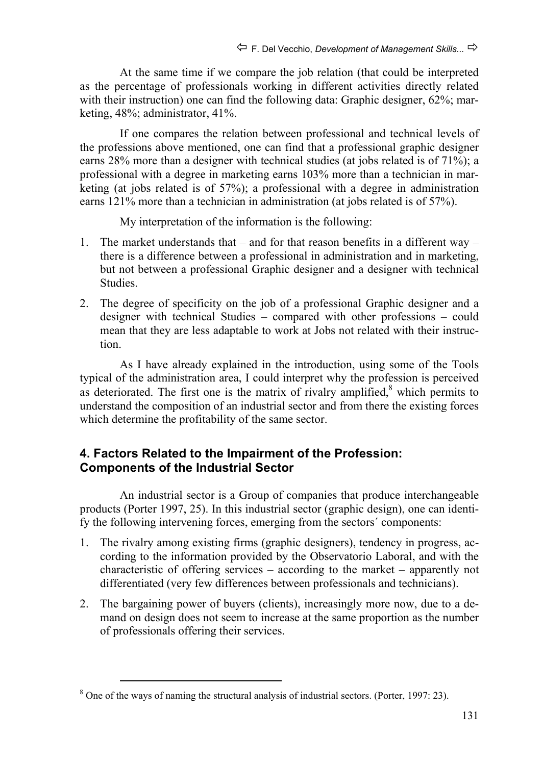At the same time if we compare the job relation (that could be interpreted as the percentage of professionals working in different activities directly related with their instruction) one can find the following data: Graphic designer, 62%; marketing, 48%; administrator, 41%.

If one compares the relation between professional and technical levels of the professions above mentioned, one can find that a professional graphic designer earns 28% more than a designer with technical studies (at jobs related is of 71%); a professional with a degree in marketing earns 103% more than a technician in marketing (at jobs related is of 57%); a professional with a degree in administration earns 121% more than a technician in administration (at jobs related is of 57%).

My interpretation of the information is the following:

1. The market understands that – and for that reason benefits in a different way – there is a difference between a professional in administration and in marketing, but not between a professional Graphic designer and a designer with technical Studies.
2. The degree of specificity on the job of a professional Graphic designer and a designer with technical Studies – compared with other professions – could mean that they are less adaptable to work at Jobs not related with their instruction.

As I have already explained in the introduction, using some of the Tools typical of the administration area, I could interpret why the profession is perceived as deteriorated. The first one is the matrix of rivalry amplified,[8] which permits to understand the composition of an industrial sector and from there the existing forces which determine the profitability of the same sector.

## 4. Factors Related to the Impairment of the Profession: Components of the Industrial Sector

An industrial sector is a Group of companies that produce interchangeable products (Porter 1997, 25). In this industrial sector (graphic design), one can identify the following intervening forces, emerging from the sectors´ components:

1. The rivalry among existing firms (graphic designers), tendency in progress, according to the information provided by the Observatorio Laboral, and with the characteristic of offering services – according to the market – apparently not differentiated (very few differences between professionals and technicians).
2. The bargaining power of buyers (clients), increasingly more now, due to a demand on design does not seem to increase at the same proportion as the number of professionals offering their services.

---

[8] One of the ways of naming the structural analysis of industrial sectors. (Porter, 1997: 23).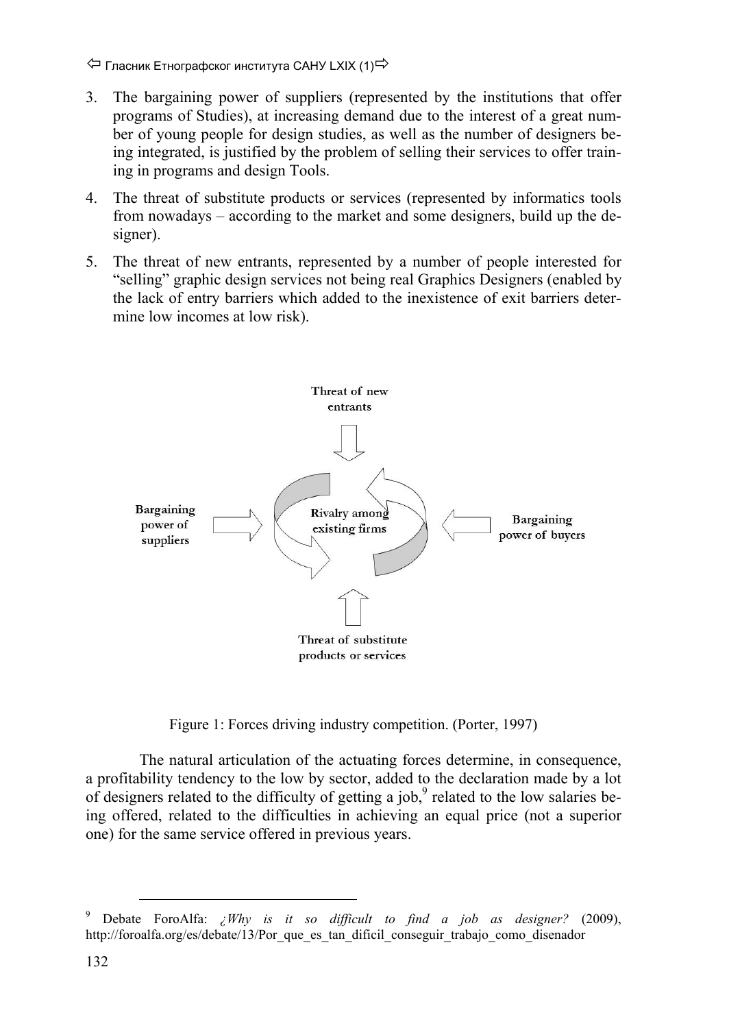3. The bargaining power of suppliers (represented by the institutions that offer programs of Studies), at increasing demand due to the interest of a great number of young people for design studies, as well as the number of designers being integrated, is justified by the problem of selling their services to offer training in programs and design Tools.
4. The threat of substitute products or services (represented by informatics tools from nowadays – according to the market and some designers, build up the designer).
5. The threat of new entrants, represented by a number of people interested for "selling" graphic design services not being real Graphics Designers (enabled by the lack of entry barriers which added to the inexistence of exit barriers determine low incomes at low risk).

Threat of new entrants

Bargaining power of suppliers

Rivalry among existing firms

Bargaining power of buyers

Threat of substitute products or services

Figure 1: Forces driving industry competition. (Porter, 1997)

The natural articulation of the actuating forces determine, in consequence, a profitability tendency to the low by sector, added to the declaration made by a lot of designers related to the difficulty of getting a job,[9] related to the low salaries being offered, related to the difficulties in achieving an equal price (not a superior one) for the same service offered in previous years.

---

[9] Debate ForoAlfa: *¿Why is it so difficult to find a job as designer?* (2009), http://foroalfa.org/es/debate/13/Por_que_es_tan_dificil_conseguir_trabajo_como_disenador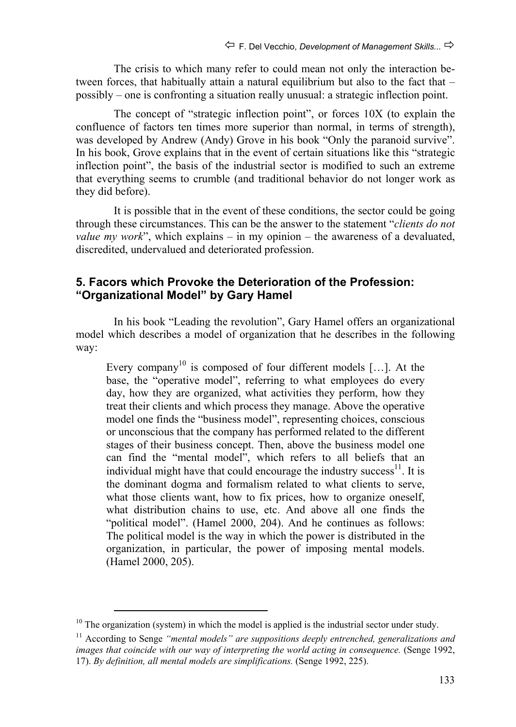The crisis to which many refer to could mean not only the interaction between forces, that habitually attain a natural equilibrium but also to the fact that – possibly – one is confronting a situation really unusual: a strategic inflection point.

The concept of "strategic inflection point", or forces 10X (to explain the confluence of factors ten times more superior than normal, in terms of strength), was developed by Andrew (Andy) Grove in his book "Only the paranoid survive". In his book, Grove explains that in the event of certain situations like this "strategic inflection point", the basis of the industrial sector is modified to such an extreme that everything seems to crumble (and traditional behavior do not longer work as they did before).

It is possible that in the event of these conditions, the sector could be going through these circumstances. This can be the answer to the statement "*clients do not value my work*", which explains – in my opinion – the awareness of a devaluated, discredited, undervalued and deteriorated profession.

## 5. Facors which Provoke the Deterioration of the Profession: "Organizational Model" by Gary Hamel

In his book "Leading the revolution", Gary Hamel offers an organizational model which describes a model of organization that he describes in the following way:

> Every company[10] is composed of four different models […]. At the base, the "operative model", referring to what employees do every day, how they are organized, what activities they perform, how they treat their clients and which process they manage. Above the operative model one finds the "business model", representing choices, conscious or unconscious that the company has performed related to the different stages of their business concept. Then, above the business model one can find the "mental model", which refers to all beliefs that an individual might have that could encourage the industry success[11]. It is the dominant dogma and formalism related to what clients to serve, what those clients want, how to fix prices, how to organize oneself, what distribution chains to use, etc. And above all one finds the "political model". (Hamel 2000, 204). And he continues as follows: The political model is the way in which the power is distributed in the organization, in particular, the power of imposing mental models. (Hamel 2000, 205).

---

[10] The organization (system) in which the model is applied is the industrial sector under study.

[11] According to Senge *"mental models" are suppositions deeply entrenched, generalizations and images that coincide with our way of interpreting the world acting in consequence.* (Senge 1992, 17). *By definition, all mental models are simplifications.* (Senge 1992, 225).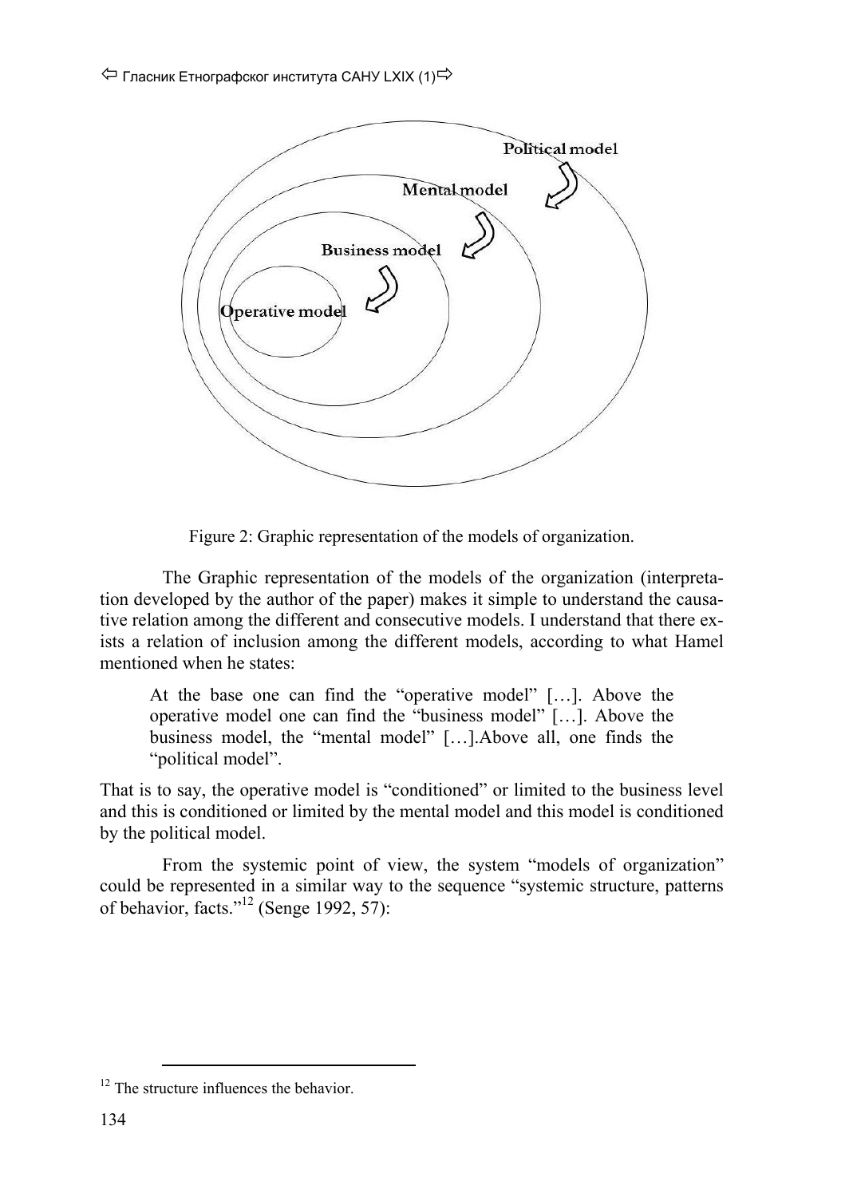Figure 2: Graphic representation of the models of organization.

The Graphic representation of the models of the organization (interpretation developed by the author of the paper) makes it simple to understand the causative relation among the different and consecutive models. I understand that there exists a relation of inclusion among the different models, according to what Hamel mentioned when he states:

> At the base one can find the "operative model" […]. Above the operative model one can find the "business model" […]. Above the business model, the "mental model" […].Above all, one finds the "political model".

That is to say, the operative model is "conditioned" or limited to the business level and this is conditioned or limited by the mental model and this model is conditioned by the political model.

From the systemic point of view, the system "models of organization" could be represented in a similar way to the sequence "systemic structure, patterns of behavior, facts."[12] (Senge 1992, 57):

[12] The structure influences the behavior.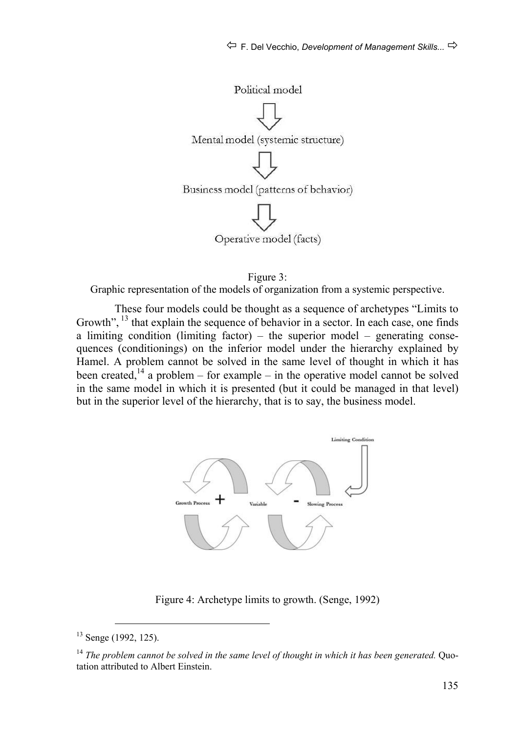Political model

Mental model (systemic structure)

Business model (patterns of behavior)

Operative model (facts)

Figure 3:
Graphic representation of the models of organization from a systemic perspective.

These four models could be thought as a sequence of archetypes "Limits to Growth", [13] that explain the sequence of behavior in a sector. In each case, one finds a limiting condition (limiting factor) – the superior model – generating consequences (conditionings) on the inferior model under the hierarchy explained by Hamel. A problem cannot be solved in the same level of thought in which it has been created,[14] a problem – for example – in the operative model cannot be solved in the same model in which it is presented (but it could be managed in that level) but in the superior level of the hierarchy, that is to say, the business model.

Limiting Condition

Growth Process + Variable - Slowing Process

Figure 4: Archetype limits to growth. (Senge, 1992)

[13] Senge (1992, 125).

[14] *The problem cannot be solved in the same level of thought in which it has been generated.* Quotation attributed to Albert Einstein.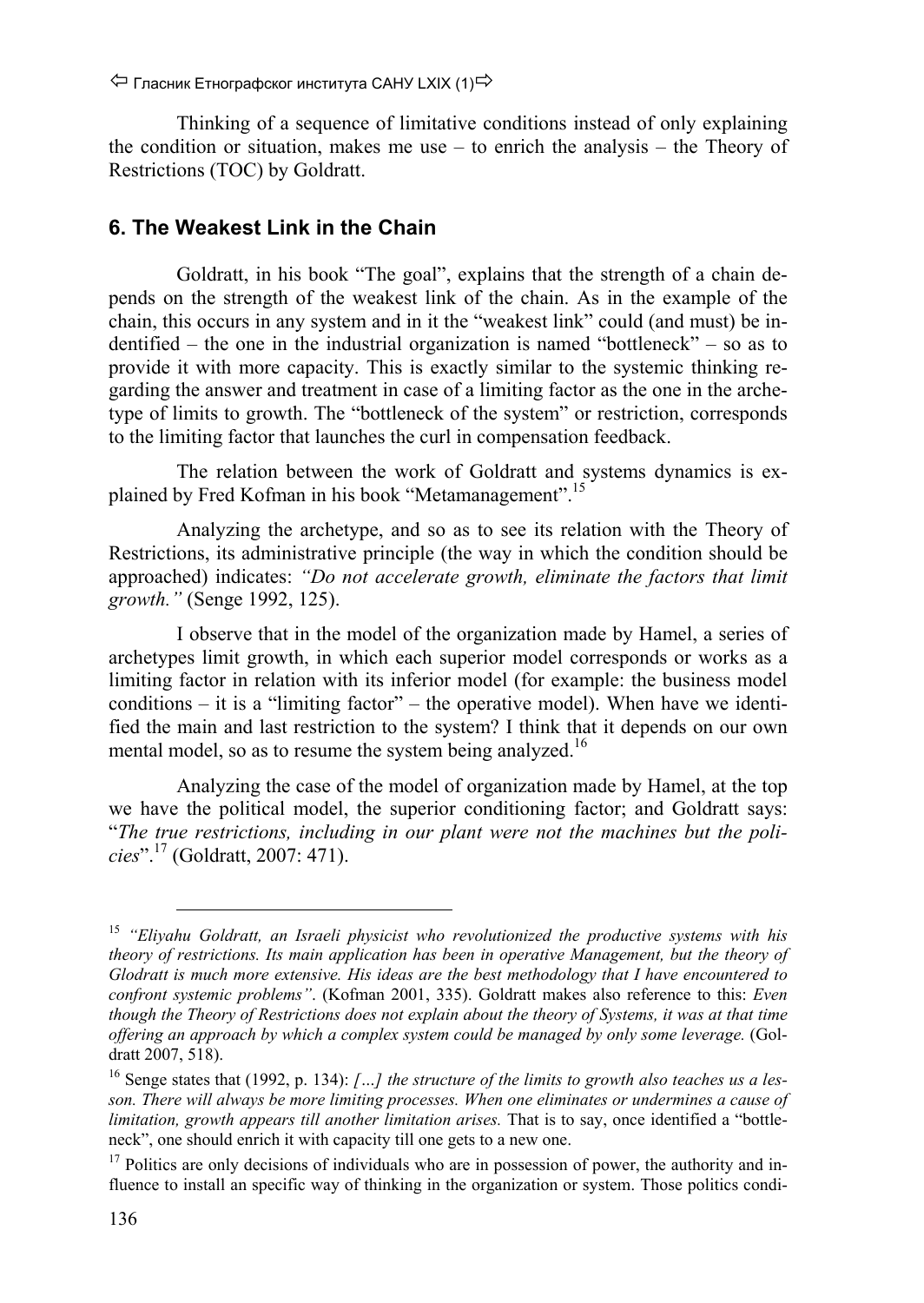Thinking of a sequence of limitative conditions instead of only explaining the condition or situation, makes me use – to enrich the analysis – the Theory of Restrictions (TOC) by Goldratt.

## 6. The Weakest Link in the Chain

Goldratt, in his book "The goal", explains that the strength of a chain depends on the strength of the weakest link of the chain. As in the example of the chain, this occurs in any system and in it the "weakest link" could (and must) be indentified – the one in the industrial organization is named "bottleneck" – so as to provide it with more capacity. This is exactly similar to the systemic thinking regarding the answer and treatment in case of a limiting factor as the one in the archetype of limits to growth. The "bottleneck of the system" or restriction, corresponds to the limiting factor that launches the curl in compensation feedback.

The relation between the work of Goldratt and systems dynamics is explained by Fred Kofman in his book "Metamanagement".[15]

Analyzing the archetype, and so as to see its relation with the Theory of Restrictions, its administrative principle (the way in which the condition should be approached) indicates: *"Do not accelerate growth, eliminate the factors that limit growth."* (Senge 1992, 125).

I observe that in the model of the organization made by Hamel, a series of archetypes limit growth, in which each superior model corresponds or works as a limiting factor in relation with its inferior model (for example: the business model conditions – it is a "limiting factor" – the operative model). When have we identified the main and last restriction to the system? I think that it depends on our own mental model, so as to resume the system being analyzed.[16]

Analyzing the case of the model of organization made by Hamel, at the top we have the political model, the superior conditioning factor; and Goldratt says: "*The true restrictions, including in our plant were not the machines but the policies*".[17] (Goldratt, 2007: 471).

---

[15] *"Eliyahu Goldratt, an Israeli physicist who revolutionized the productive systems with his theory of restrictions. Its main application has been in operative Management, but the theory of Glodratt is much more extensive. His ideas are the best methodology that I have encountered to confront systemic problems"*. (Kofman 2001, 335). Goldratt makes also reference to this: *Even though the Theory of Restrictions does not explain about the theory of Systems, it was at that time offering an approach by which a complex system could be managed by only some leverage.* (Goldratt 2007, 518).

[16] Senge states that (1992, p. 134): *[…] the structure of the limits to growth also teaches us a lesson. There will always be more limiting processes. When one eliminates or undermines a cause of limitation, growth appears till another limitation arises.* That is to say, once identified a "bottleneck", one should enrich it with capacity till one gets to a new one.

[17] Politics are only decisions of individuals who are in possession of power, the authority and influence to install an specific way of thinking in the organization or system. Those politics condi-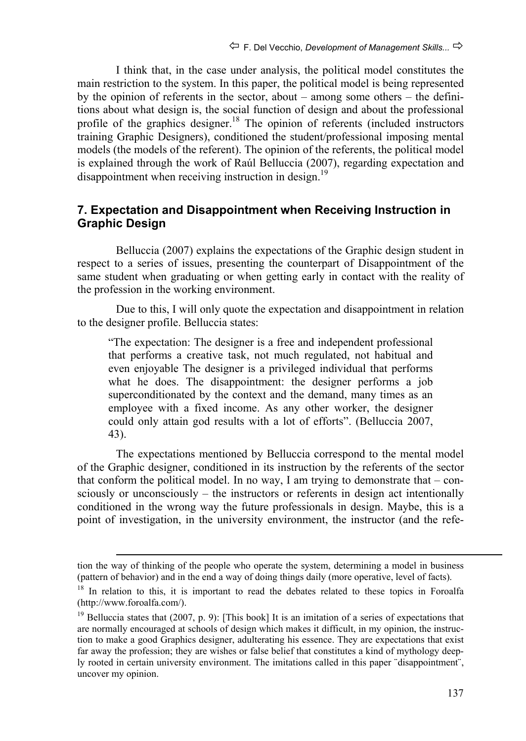I think that, in the case under analysis, the political model constitutes the main restriction to the system. In this paper, the political model is being represented by the opinion of referents in the sector, about – among some others – the definitions about what design is, the social function of design and about the professional profile of the graphics designer.[18] The opinion of referents (included instructors training Graphic Designers), conditioned the student/professional imposing mental models (the models of the referent). The opinion of the referents, the political model is explained through the work of Raúl Belluccia (2007), regarding expectation and disappointment when receiving instruction in design.[19]

## 7. Expectation and Disappointment when Receiving Instruction in Graphic Design

Belluccia (2007) explains the expectations of the Graphic design student in respect to a series of issues, presenting the counterpart of Disappointment of the same student when graduating or when getting early in contact with the reality of the profession in the working environment.

Due to this, I will only quote the expectation and disappointment in relation to the designer profile. Belluccia states:

> "The expectation: The designer is a free and independent professional that performs a creative task, not much regulated, not habitual and even enjoyable The designer is a privileged individual that performs what he does. The disappointment: the designer performs a job superconditionated by the context and the demand, many times as an employee with a fixed income. As any other worker, the designer could only attain god results with a lot of efforts". (Belluccia 2007, 43).

The expectations mentioned by Belluccia correspond to the mental model of the Graphic designer, conditioned in its instruction by the referents of the sector that conform the political model. In no way, I am trying to demonstrate that – consciously or unconsciously – the instructors or referents in design act intentionally conditioned in the wrong way the future professionals in design. Maybe, this is a point of investigation, in the university environment, the instructor (and the refe-

---

tion the way of thinking of the people who operate the system, determining a model in business (pattern of behavior) and in the end a way of doing things daily (more operative, level of facts).

[18] In relation to this, it is important to read the debates related to these topics in Foroalfa (http://www.foroalfa.com/).

[19] Belluccia states that (2007, p. 9): [This book] It is an imitation of a series of expectations that are normally encouraged at schools of design which makes it difficult, in my opinion, the instruction to make a good Graphics designer, adulterating his essence. They are expectations that exist far away the profession; they are wishes or false belief that constitutes a kind of mythology deeply rooted in certain university environment. The imitations called in this paper ¨disappointment¨, uncover my opinion.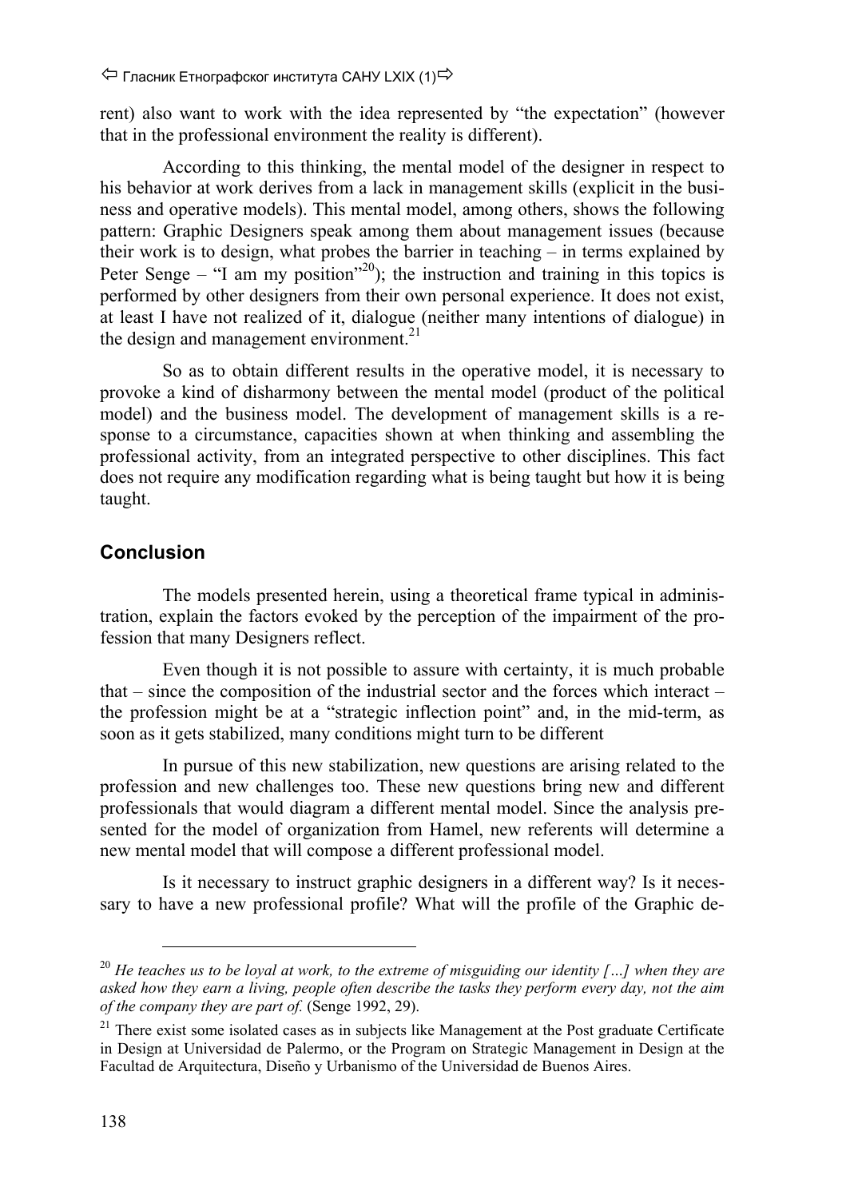rent) also want to work with the idea represented by "the expectation" (however that in the professional environment the reality is different).

According to this thinking, the mental model of the designer in respect to his behavior at work derives from a lack in management skills (explicit in the business and operative models). This mental model, among others, shows the following pattern: Graphic Designers speak among them about management issues (because their work is to design, what probes the barrier in teaching – in terms explained by Peter Senge – "I am my position"[20]); the instruction and training in this topics is performed by other designers from their own personal experience. It does not exist, at least I have not realized of it, dialogue (neither many intentions of dialogue) in the design and management environment.[21]

So as to obtain different results in the operative model, it is necessary to provoke a kind of disharmony between the mental model (product of the political model) and the business model. The development of management skills is a response to a circumstance, capacities shown at when thinking and assembling the professional activity, from an integrated perspective to other disciplines. This fact does not require any modification regarding what is being taught but how it is being taught.

## Conclusion

The models presented herein, using a theoretical frame typical in administration, explain the factors evoked by the perception of the impairment of the profession that many Designers reflect.

Even though it is not possible to assure with certainty, it is much probable that – since the composition of the industrial sector and the forces which interact – the profession might be at a "strategic inflection point" and, in the mid-term, as soon as it gets stabilized, many conditions might turn to be different

In pursue of this new stabilization, new questions are arising related to the profession and new challenges too. These new questions bring new and different professionals that would diagram a different mental model. Since the analysis presented for the model of organization from Hamel, new referents will determine a new mental model that will compose a different professional model.

Is it necessary to instruct graphic designers in a different way? Is it necessary to have a new professional profile? What will the profile of the Graphic de-

---

[20] *He teaches us to be loyal at work, to the extreme of misguiding our identity […] when they are asked how they earn a living, people often describe the tasks they perform every day, not the aim of the company they are part of.* (Senge 1992, 29).

[21] There exist some isolated cases as in subjects like Management at the Post graduate Certificate in Design at Universidad de Palermo, or the Program on Strategic Management in Design at the Facultad de Arquitectura, Diseño y Urbanismo of the Universidad de Buenos Aires.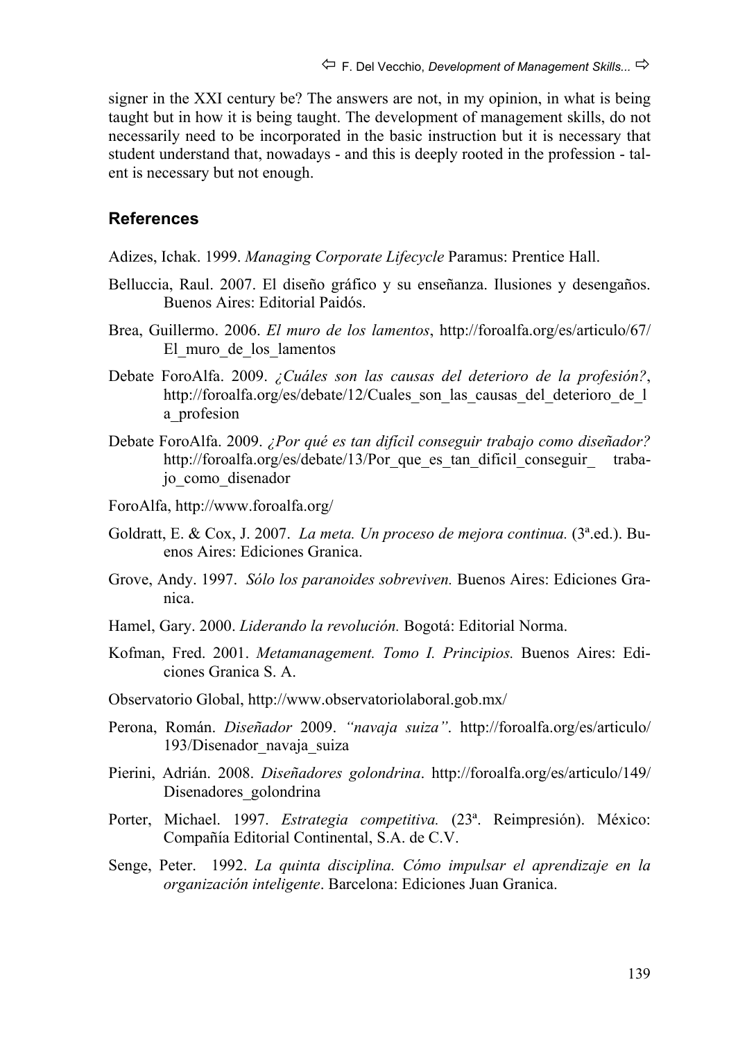signer in the XXI century be? The answers are not, in my opinion, in what is being taught but in how it is being taught. The development of management skills, do not necessarily need to be incorporated in the basic instruction but it is necessary that student understand that, nowadays - and this is deeply rooted in the profession - talent is necessary but not enough.

## References

Adizes, Ichak. 1999. *Managing Corporate Lifecycle* Paramus: Prentice Hall.

Belluccia, Raul. 2007. El diseño gráfico y su enseñanza. Ilusiones y desengaños. Buenos Aires: Editorial Paidós.

Brea, Guillermo. 2006. *El muro de los lamentos*, http://foroalfa.org/es/articulo/67/El_muro_de_los_lamentos

Debate ForoAlfa. 2009. *¿Cuáles son las causas del deterioro de la profesión?*, http://foroalfa.org/es/debate/12/Cuales_son_las_causas_del_deterioro_de_la_profesion

Debate ForoAlfa. 2009. *¿Por qué es tan difícil conseguir trabajo como diseñador?* http://foroalfa.org/es/debate/13/Por_que_es_tan_dificil_conseguir_trabajo_como_disenador

ForoAlfa, http://www.foroalfa.org/

Goldratt, E. & Cox, J. 2007. *La meta. Un proceso de mejora continua.* (3ª.ed.). Buenos Aires: Ediciones Granica.

Grove, Andy. 1997. *Sólo los paranoides sobreviven.* Buenos Aires: Ediciones Granica.

Hamel, Gary. 2000. *Liderando la revolución.* Bogotá: Editorial Norma.

Kofman, Fred. 2001. *Metamanagement. Tomo I. Principios.* Buenos Aires: Ediciones Granica S. A.

Observatorio Global, http://www.observatoriolaboral.gob.mx/

Perona, Román. *Diseñador* 2009. *"navaja suiza"*. http://foroalfa.org/es/articulo/193/Disenador_navaja_suiza

Pierini, Adrián. 2008. *Diseñadores golondrina*. http://foroalfa.org/es/articulo/149/Disenadores_golondrina

Porter, Michael. 1997. *Estrategia competitiva.* (23ª. Reimpresión). México: Compañía Editorial Continental, S.A. de C.V.

Senge, Peter. 1992. *La quinta disciplina. Cómo impulsar el aprendizaje en la organización inteligente*. Barcelona: Ediciones Juan Granica.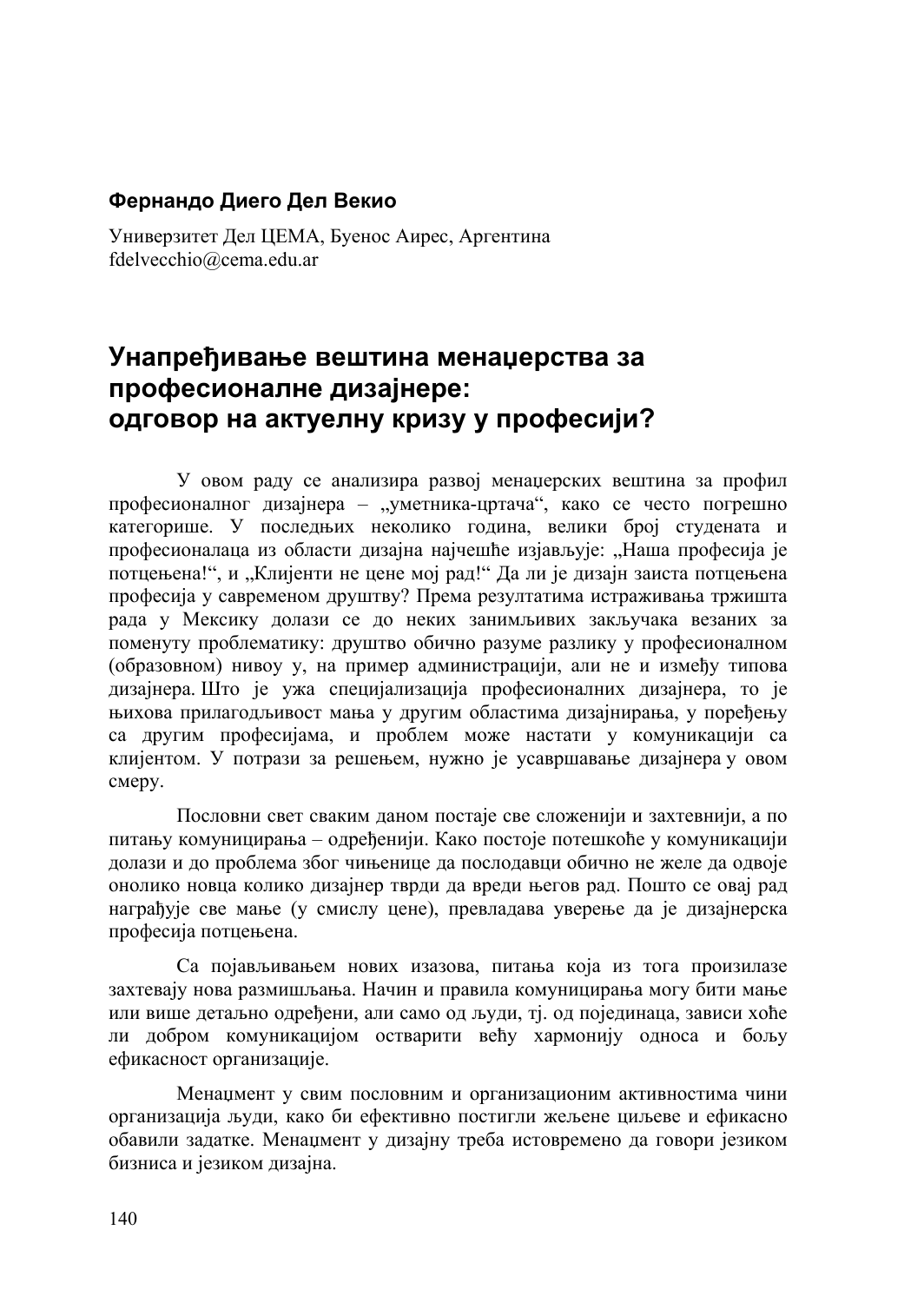**Фернандо Диего Дел Векио**

Универзитет Дел ЦЕМА, Буенос Аирес, Аргентина
fdelvecchio@cema.edu.ar

# Унапређивање вештина менаџерства за професионалне дизајнере: одговор на актуелну кризу у професији?

У овом раду се анализира развој менаџерских вештина за профил професионалног дизајнера – „уметника-цртача", како се често погрешно категорише. У последњих неколико година, велики број студената и професионалаца из области дизајна најчешће изјављује: „Наша професија је потцењена!", и „Клијенти не цене мој рад!" Да ли је дизајн заиста потцењена професија у савременом друштву? Према резултатима истраживања тржишта рада у Мексику долази се до неких занимљивих закључака везаних за поменуту проблематику: друштво обично разуме разлику у професионалном (образовном) нивоу у, на пример администрацији, али не и између типова дизајнера. Што је ужа специјализација професионалних дизајнера, то је њихова прилагодљивост мања у другим областима дизајнирања, у поређењу са другим професијама, и проблем може настати у комуникацији са клијентом. У потрази за решењем, нужно је усавршавање дизајнера у овом смеру.

Пословни свет сваким даном постаје све сложенији и захтевнији, а по питању комуницирања – одређенији. Како постоје потешкоће у комуникацији долази и до проблема због чињенице да послодавци обично не желе да одвоје онолико новца колико дизајнер тврди да вреди његов рад. Пошто се овај рад награђује све мање (у смислу цене), превладава уверење да је дизајнерска професија потцењена.

Са појављивањем нових изазова, питања која из тога произилазе захтевају нова размишљања. Начин и правила комуницирања могу бити мање или више детаљно одређени, али само од људи, тј. од појединаца, зависи хоће ли добром комуникацијом остварити већу хармонију односа и бољу ефикасност организације.

Менаџмент у свим пословним и организационим активностима чини организација људи, како би ефективно постигли жељене циљеве и ефикасно обавили задатке. Менаџмент у дизајну треба истовремено да говори језиком бизниса и језиком дизајна.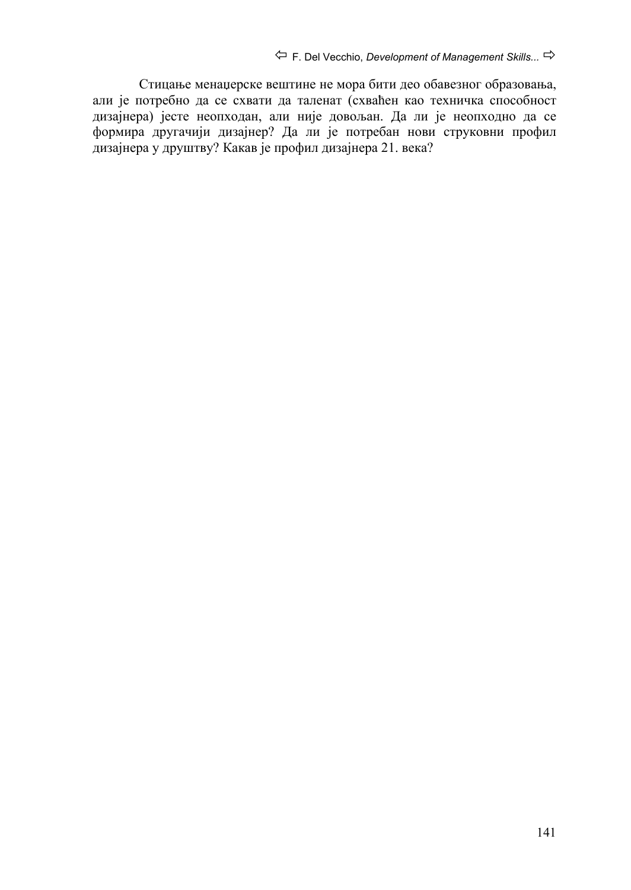Стицање менаџерске вештине не мора бити део обавезног образовања, али је потребно да се схвати да таленат (схваћен као техничка способност дизајнера) јесте неопходан, али није довољан. Да ли је неопходно да се формира другачији дизајнер? Да ли је потребан нови струковни профил дизајнера у друштву? Какав је профил дизајнера 21. века?